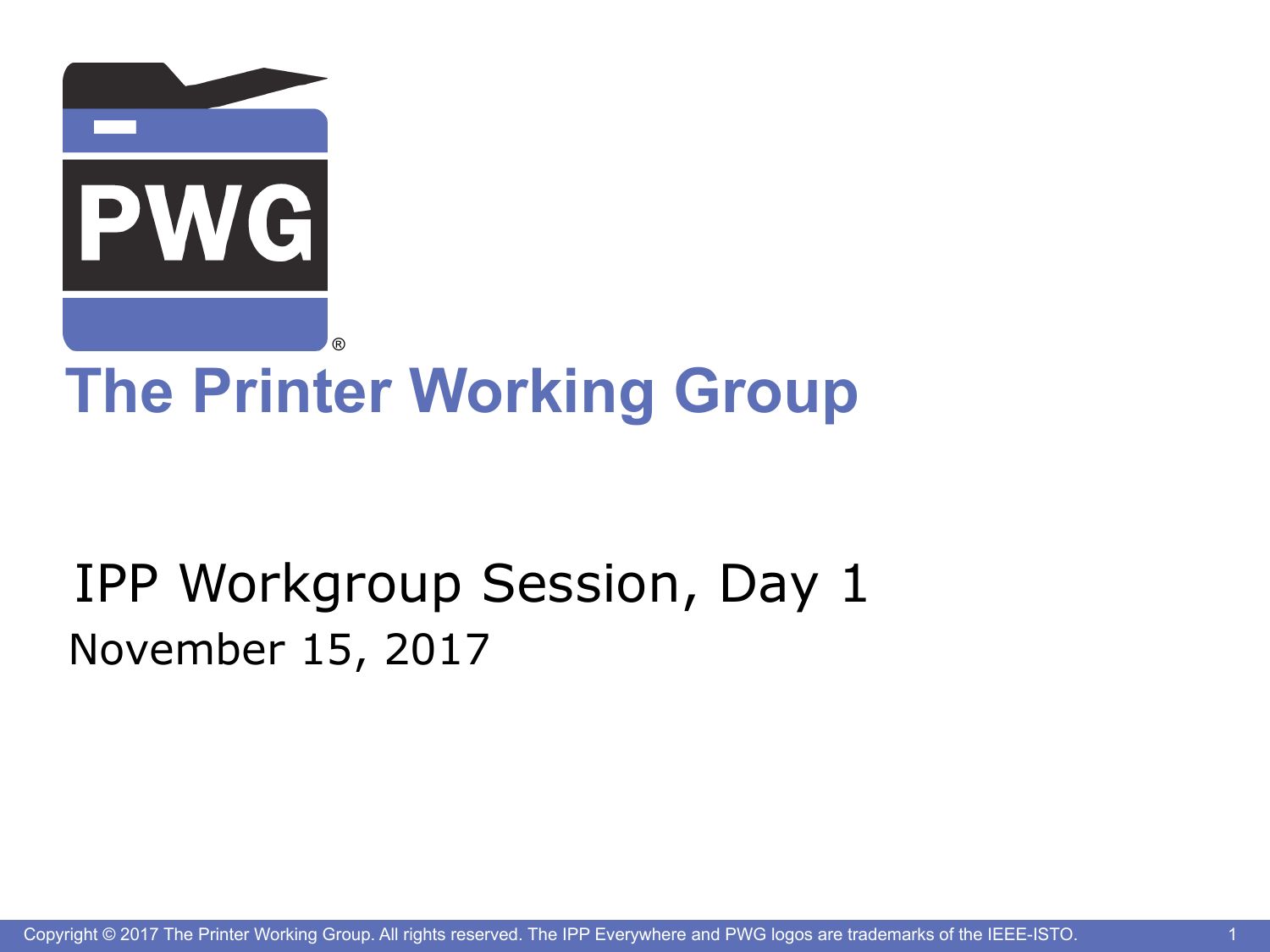PWG®

# The Printer Working Group

## IPP Workgroup Session, Day 1

November 15, 2017

Copyright © 2017 The Printer Working Group. All rights reserved. The IPP Everywhere and PWG logos are trademarks of the IEEE-ISTO.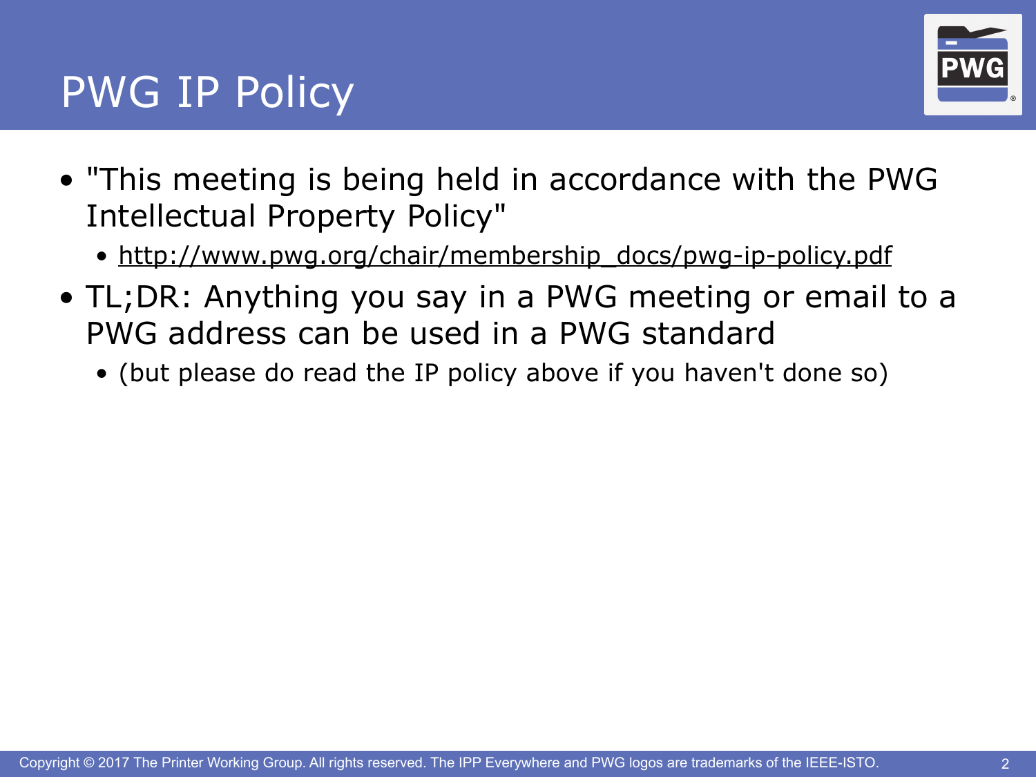# PWG IP Policy

- "This meeting is being held in accordance with the PWG Intellectual Property Policy"
  - http://www.pwg.org/chair/membership_docs/pwg-ip-policy.pdf
- TL;DR: Anything you say in a PWG meeting or email to a PWG address can be used in a PWG standard
  - (but please do read the IP policy above if you haven't done so)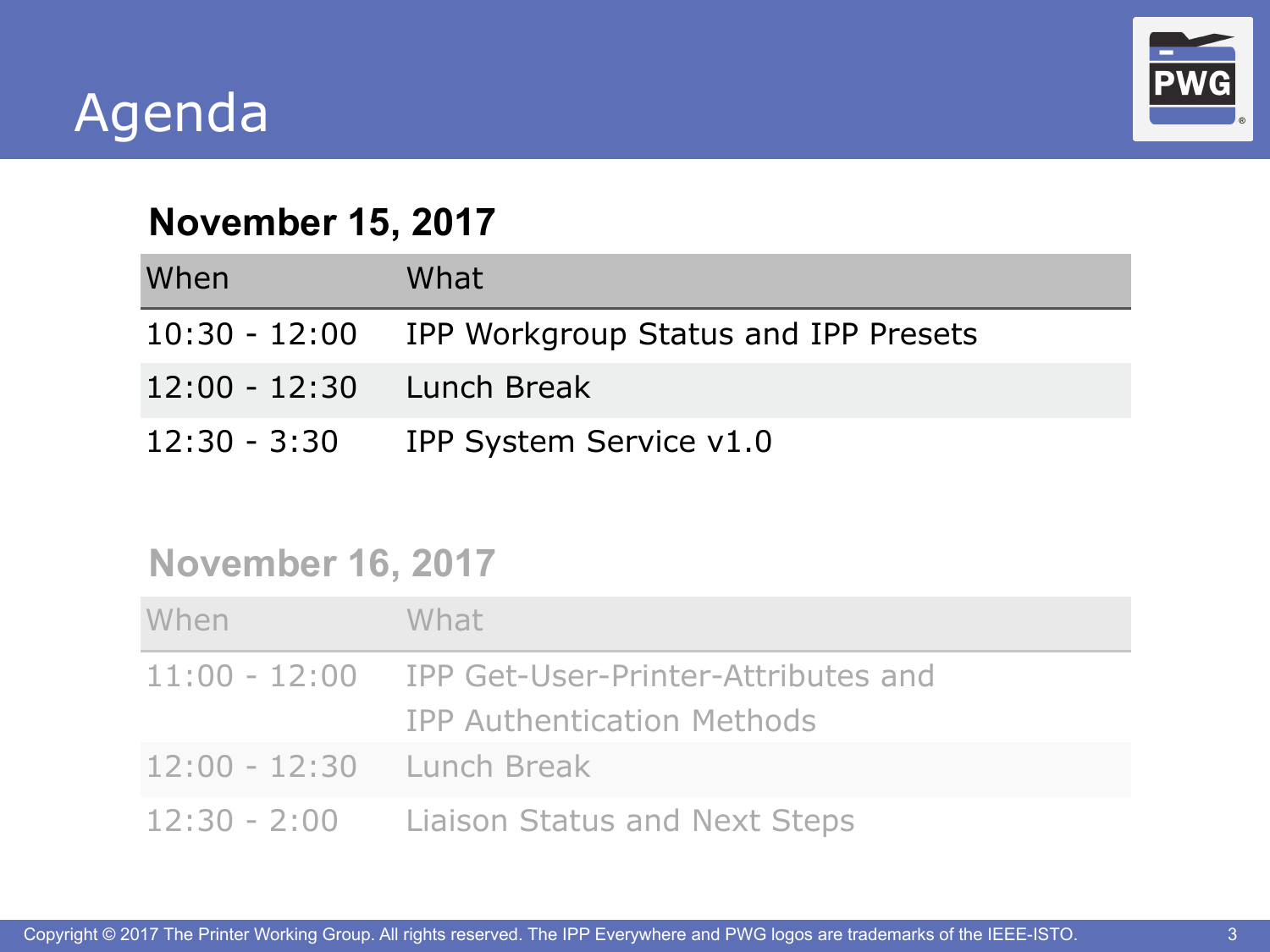# Agenda

## November 15, 2017

| When | What |
| --- | --- |
| 10:30 - 12:00 | IPP Workgroup Status and IPP Presets |
| 12:00 - 12:30 | Lunch Break |
| 12:30 - 3:30 | IPP System Service v1.0 |

## November 16, 2017

| When | What |
| --- | --- |
| 11:00 - 12:00 | IPP Get-User-Printer-Attributes and IPP Authentication Methods |
| 12:00 - 12:30 | Lunch Break |
| 12:30 - 2:00 | Liaison Status and Next Steps |

Copyright © 2017 The Printer Working Group. All rights reserved. The IPP Everywhere and PWG logos are trademarks of the IEEE-ISTO.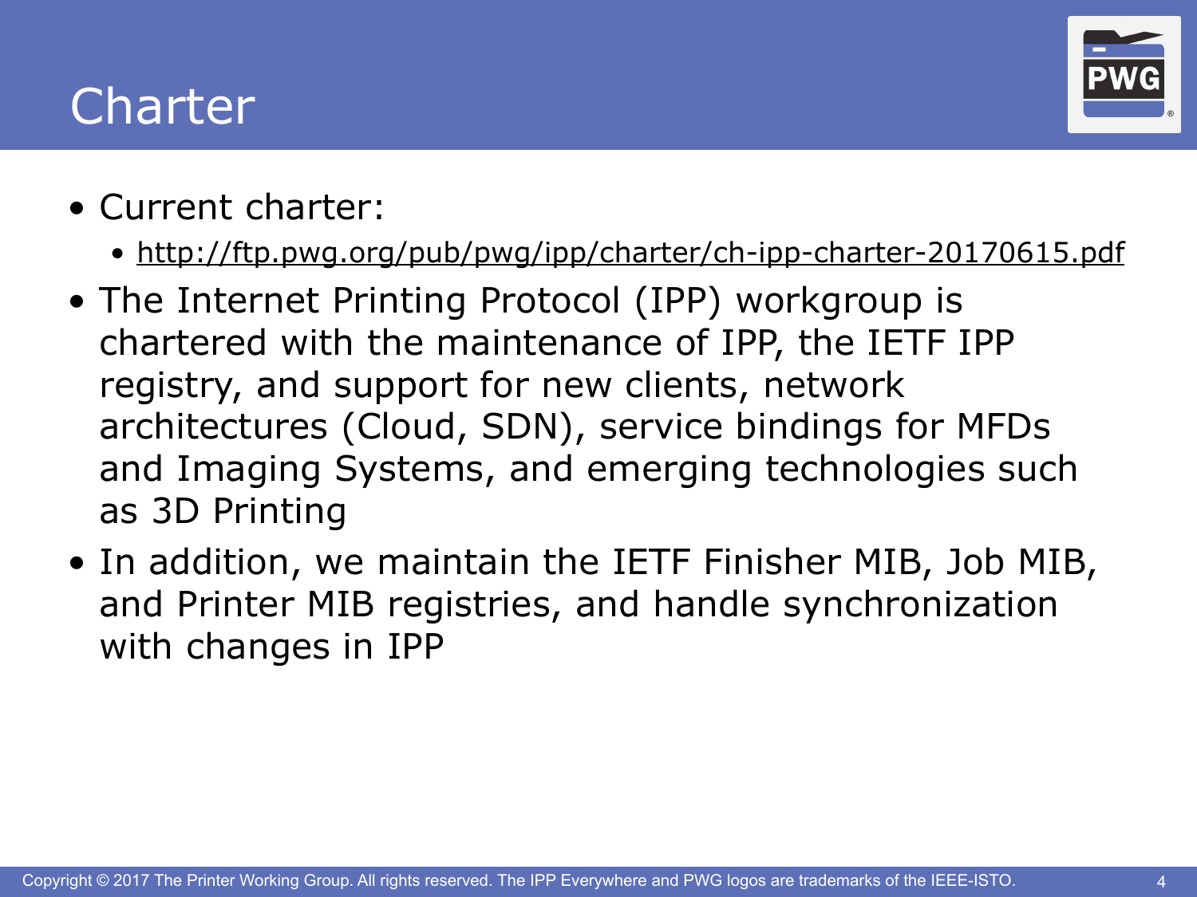# Charter

- Current charter:
  - http://ftp.pwg.org/pub/pwg/ipp/charter/ch-ipp-charter-20170615.pdf
- The Internet Printing Protocol (IPP) workgroup is chartered with the maintenance of IPP, the IETF IPP registry, and support for new clients, network architectures (Cloud, SDN), service bindings for MFDs and Imaging Systems, and emerging technologies such as 3D Printing
- In addition, we maintain the IETF Finisher MIB, Job MIB, and Printer MIB registries, and handle synchronization with changes in IPP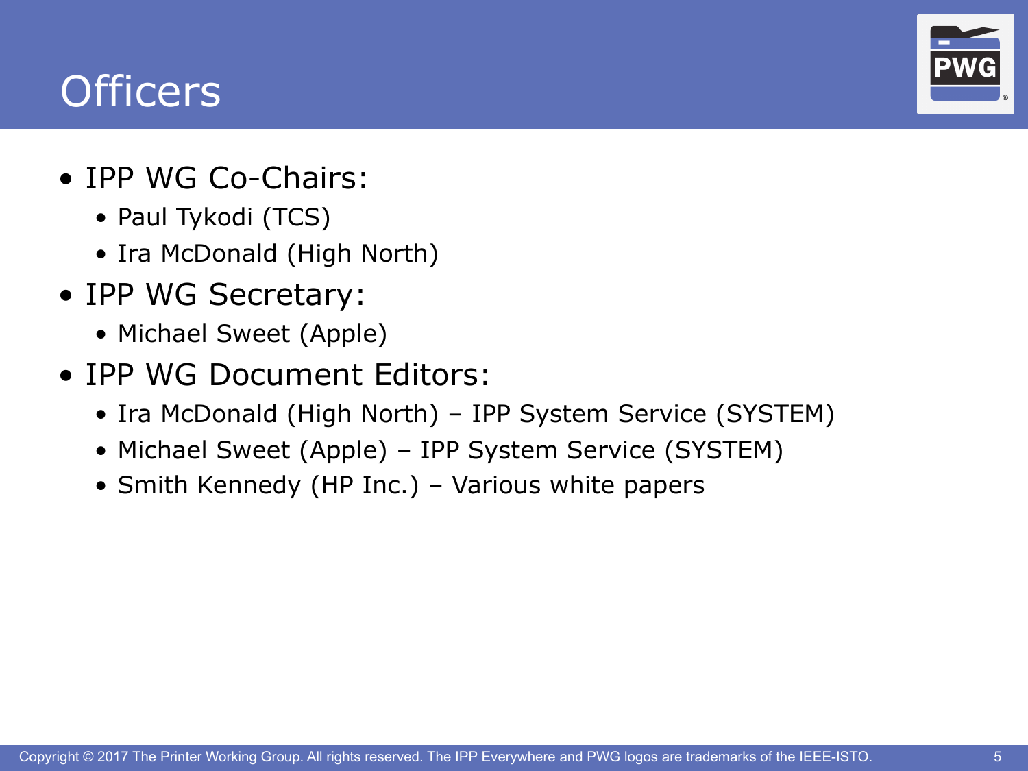# Officers

- IPP WG Co-Chairs:
  - Paul Tykodi (TCS)
  - Ira McDonald (High North)
- IPP WG Secretary:
  - Michael Sweet (Apple)
- IPP WG Document Editors:
  - Ira McDonald (High North) – IPP System Service (SYSTEM)
  - Michael Sweet (Apple) – IPP System Service (SYSTEM)
  - Smith Kennedy (HP Inc.) – Various white papers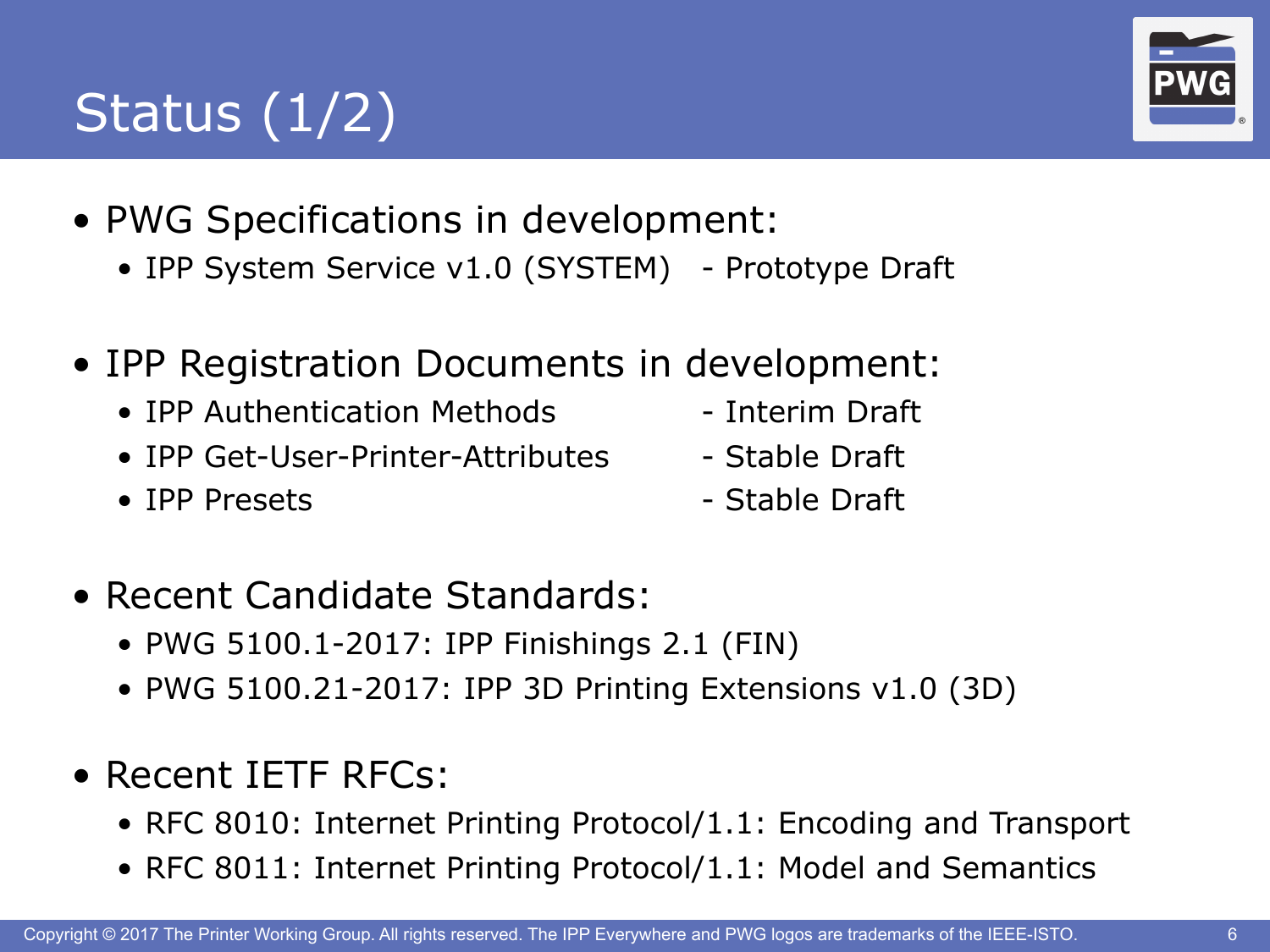# Status (1/2)

- PWG Specifications in development:
  - IPP System Service v1.0 (SYSTEM) - Prototype Draft

- IPP Registration Documents in development:
  - IPP Authentication Methods - Interim Draft
  - IPP Get-User-Printer-Attributes - Stable Draft
  - IPP Presets - Stable Draft

- Recent Candidate Standards:
  - PWG 5100.1-2017: IPP Finishings 2.1 (FIN)
  - PWG 5100.21-2017: IPP 3D Printing Extensions v1.0 (3D)

- Recent IETF RFCs:
  - RFC 8010: Internet Printing Protocol/1.1: Encoding and Transport
  - RFC 8011: Internet Printing Protocol/1.1: Model and Semantics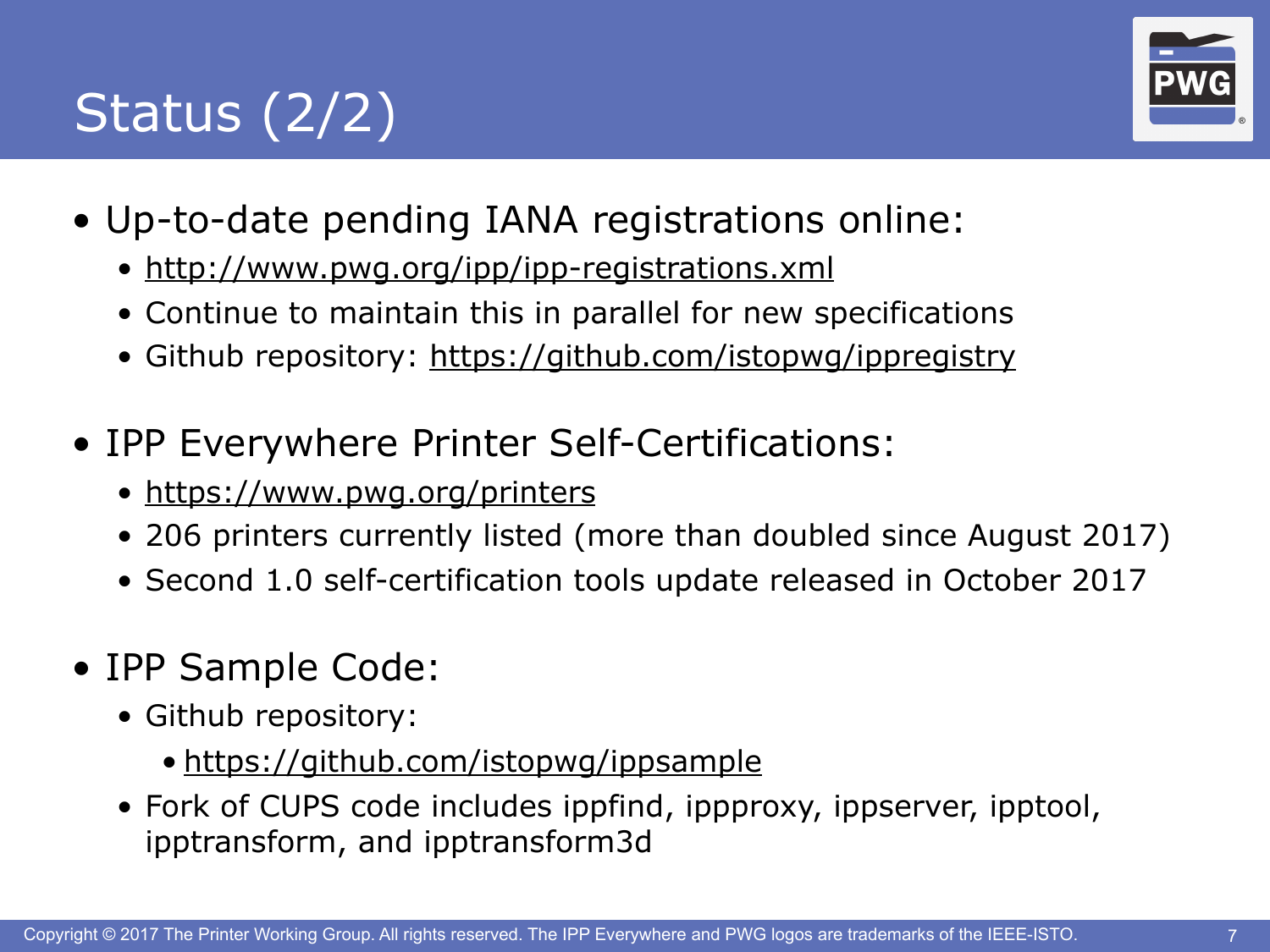# Status (2/2)

- Up-to-date pending IANA registrations online:
  - http://www.pwg.org/ipp/ipp-registrations.xml
  - Continue to maintain this in parallel for new specifications
  - Github repository: https://github.com/istopwg/ippregistry
- IPP Everywhere Printer Self-Certifications:
  - https://www.pwg.org/printers
  - 206 printers currently listed (more than doubled since August 2017)
  - Second 1.0 self-certification tools update released in October 2017
- IPP Sample Code:
  - Github repository:
    - https://github.com/istopwg/ippsample
  - Fork of CUPS code includes ippfind, ippproxy, ippserver, ipptool, ipptransform, and ipptransform3d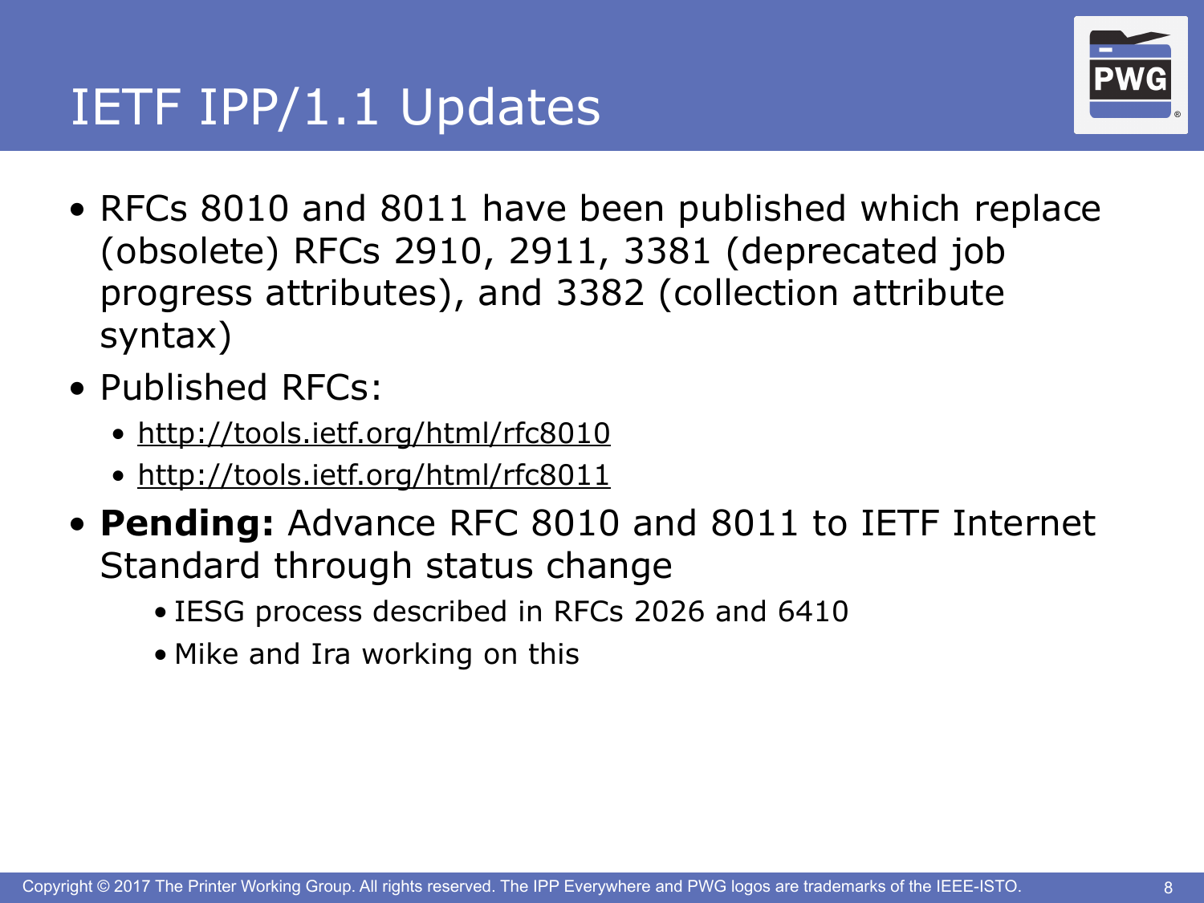# IETF IPP/1.1 Updates

- RFCs 8010 and 8011 have been published which replace (obsolete) RFCs 2910, 2911, 3381 (deprecated job progress attributes), and 3382 (collection attribute syntax)
- Published RFCs:
  - http://tools.ietf.org/html/rfc8010
  - http://tools.ietf.org/html/rfc8011
- **Pending:** Advance RFC 8010 and 8011 to IETF Internet Standard through status change
  - IESG process described in RFCs 2026 and 6410
  - Mike and Ira working on this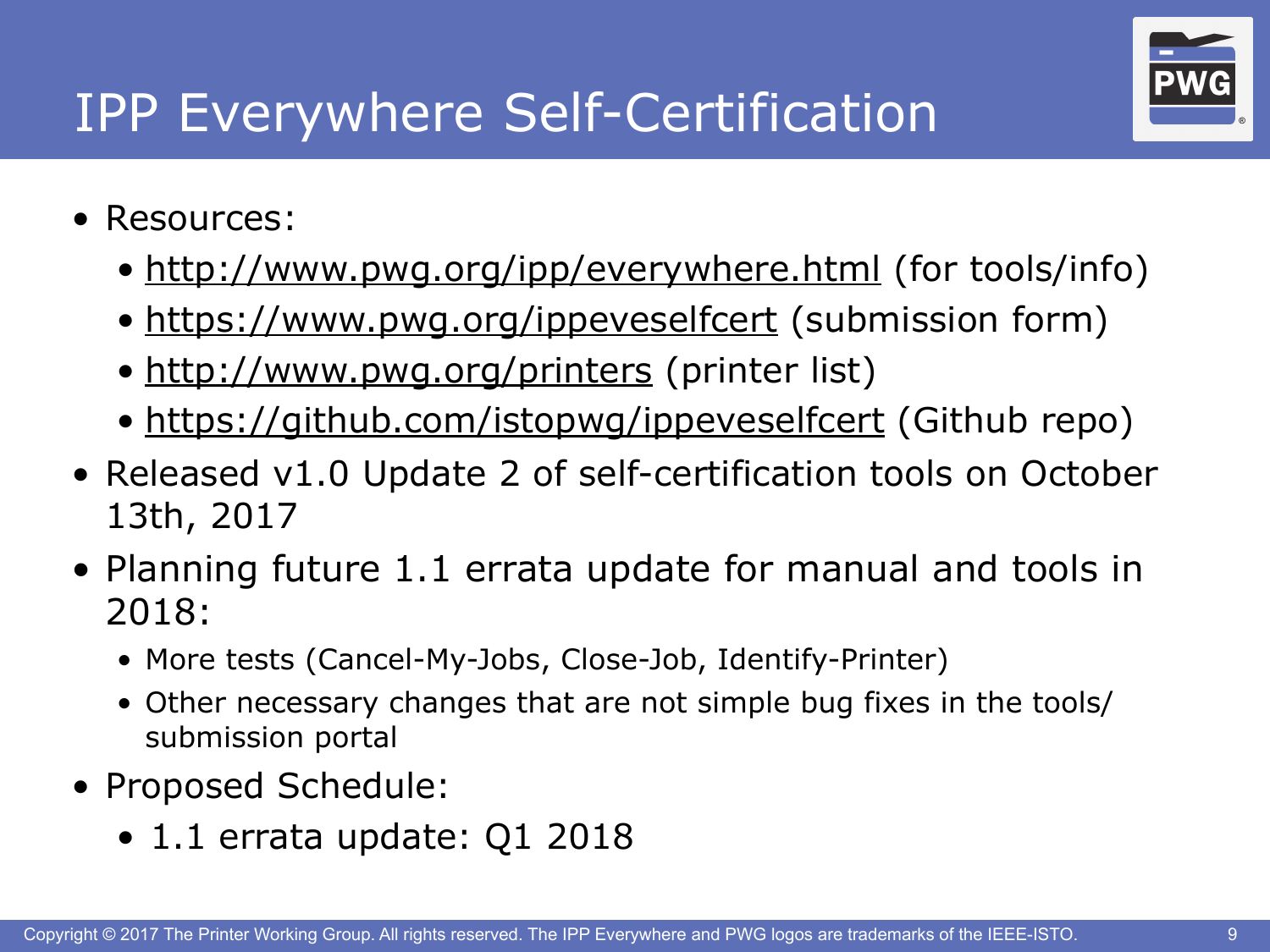# IPP Everywhere Self-Certification

- Resources:
  - http://www.pwg.org/ipp/everywhere.html (for tools/info)
  - https://www.pwg.org/ippeveselfcert (submission form)
  - http://www.pwg.org/printers (printer list)
  - https://github.com/istopwg/ippeveselfcert (Github repo)
- Released v1.0 Update 2 of self-certification tools on October 13th, 2017
- Planning future 1.1 errata update for manual and tools in 2018:
  - More tests (Cancel-My-Jobs, Close-Job, Identify-Printer)
  - Other necessary changes that are not simple bug fixes in the tools/submission portal
- Proposed Schedule:
  - 1.1 errata update: Q1 2018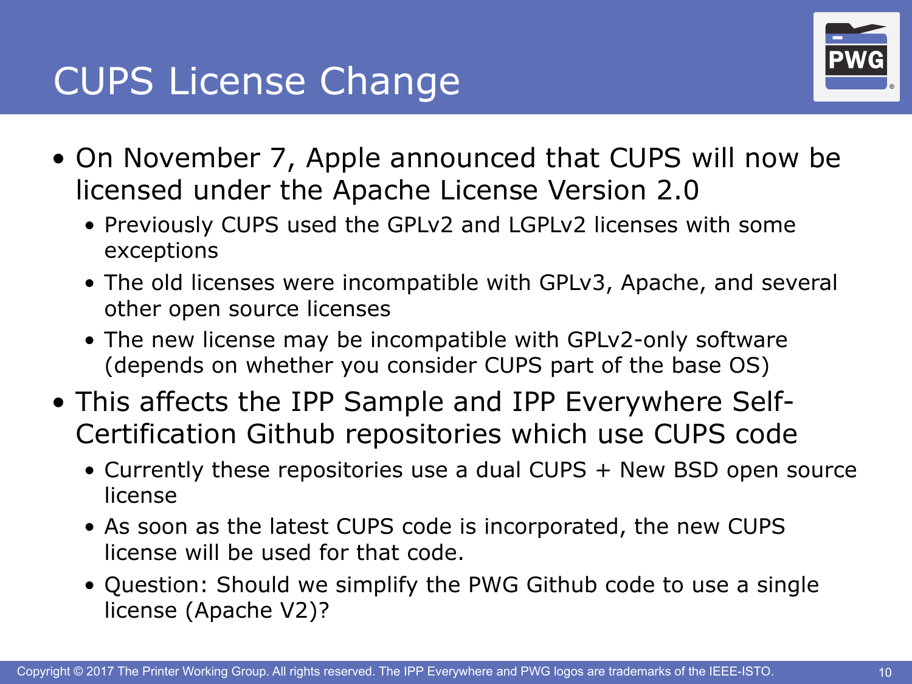# CUPS License Change

- On November 7, Apple announced that CUPS will now be licensed under the Apache License Version 2.0
  - Previously CUPS used the GPLv2 and LGPLv2 licenses with some exceptions
  - The old licenses were incompatible with GPLv3, Apache, and several other open source licenses
  - The new license may be incompatible with GPLv2-only software (depends on whether you consider CUPS part of the base OS)
- This affects the IPP Sample and IPP Everywhere Self-Certification Github repositories which use CUPS code
  - Currently these repositories use a dual CUPS + New BSD open source license
  - As soon as the latest CUPS code is incorporated, the new CUPS license will be used for that code.
  - Question: Should we simplify the PWG Github code to use a single license (Apache V2)?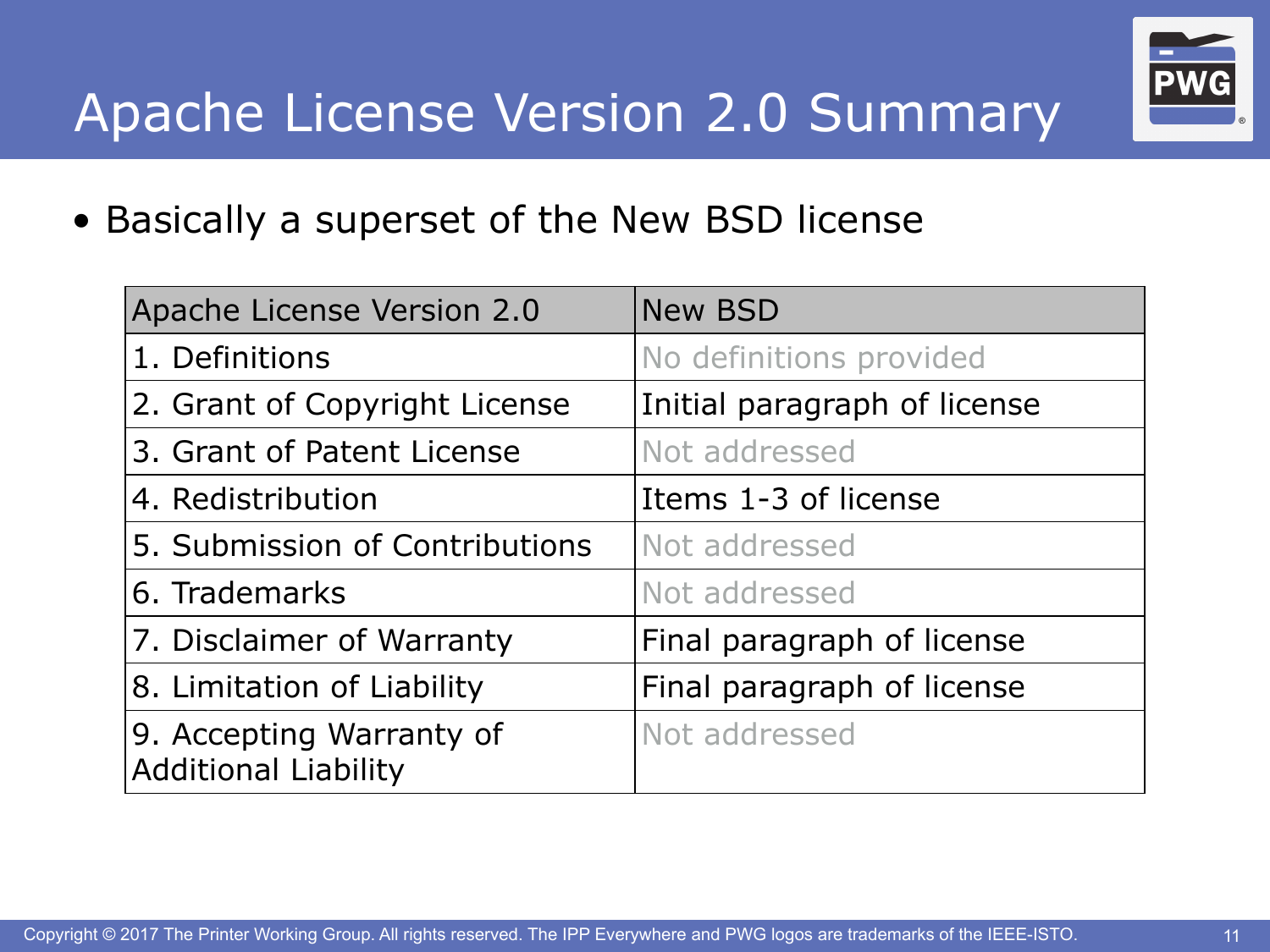# Apache License Version 2.0 Summary

- Basically a superset of the New BSD license

| Apache License Version 2.0 | New BSD |
|---|---|
| 1. Definitions | No definitions provided |
| 2. Grant of Copyright License | Initial paragraph of license |
| 3. Grant of Patent License | Not addressed |
| 4. Redistribution | Items 1-3 of license |
| 5. Submission of Contributions | Not addressed |
| 6. Trademarks | Not addressed |
| 7. Disclaimer of Warranty | Final paragraph of license |
| 8. Limitation of Liability | Final paragraph of license |
| 9. Accepting Warranty of Additional Liability | Not addressed |

Copyright © 2017 The Printer Working Group. All rights reserved. The IPP Everywhere and PWG logos are trademarks of the IEEE-ISTO.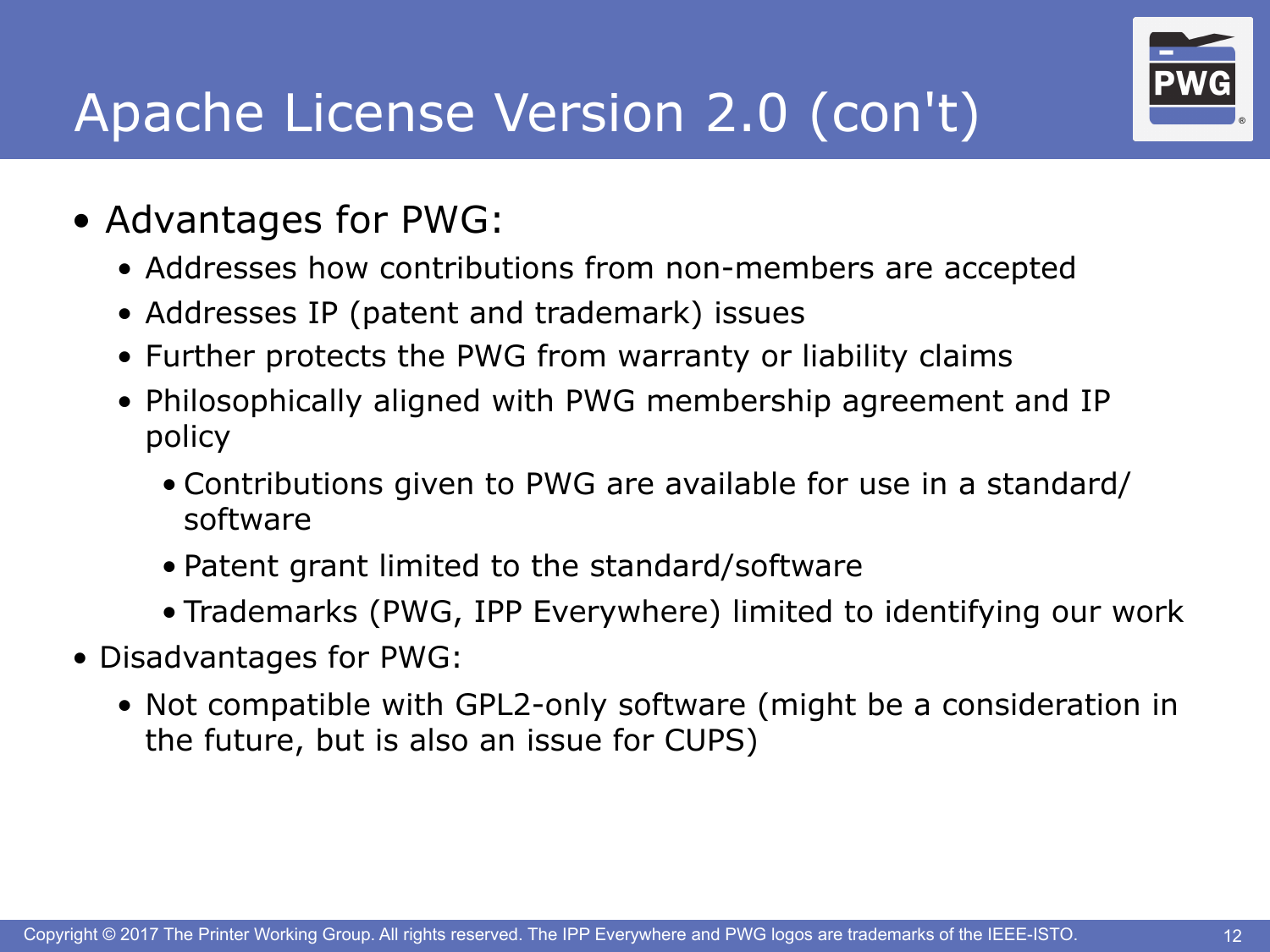# Apache License Version 2.0 (con't)

- Advantages for PWG:
  - Addresses how contributions from non-members are accepted
  - Addresses IP (patent and trademark) issues
  - Further protects the PWG from warranty or liability claims
  - Philosophically aligned with PWG membership agreement and IP policy
    - Contributions given to PWG are available for use in a standard/software
    - Patent grant limited to the standard/software
    - Trademarks (PWG, IPP Everywhere) limited to identifying our work
- Disadvantages for PWG:
  - Not compatible with GPL2-only software (might be a consideration in the future, but is also an issue for CUPS)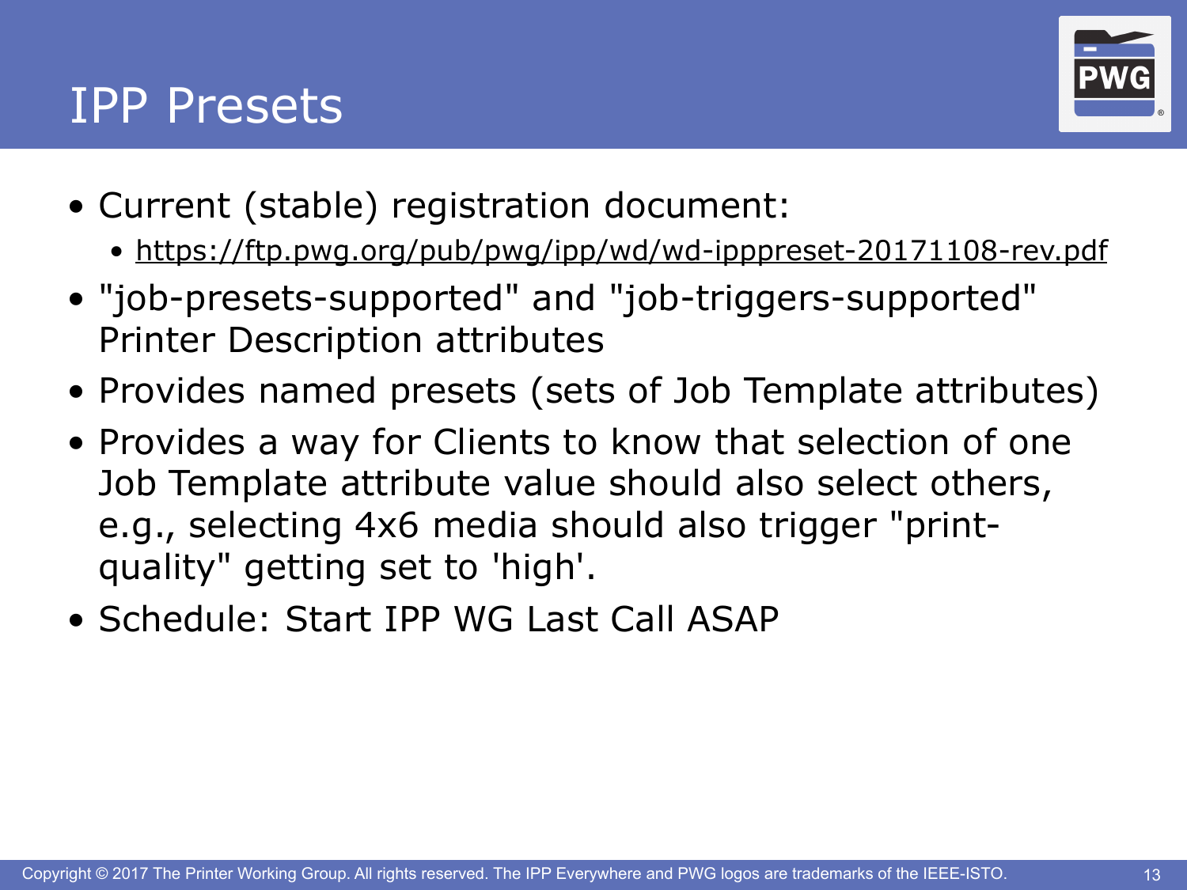# IPP Presets

- Current (stable) registration document:
  - https://ftp.pwg.org/pub/pwg/ipp/wd/wd-ipppreset-20171108-rev.pdf
- "job-presets-supported" and "job-triggers-supported" Printer Description attributes
- Provides named presets (sets of Job Template attributes)
- Provides a way for Clients to know that selection of one Job Template attribute value should also select others, e.g., selecting 4x6 media should also trigger "print-quality" getting set to 'high'.
- Schedule: Start IPP WG Last Call ASAP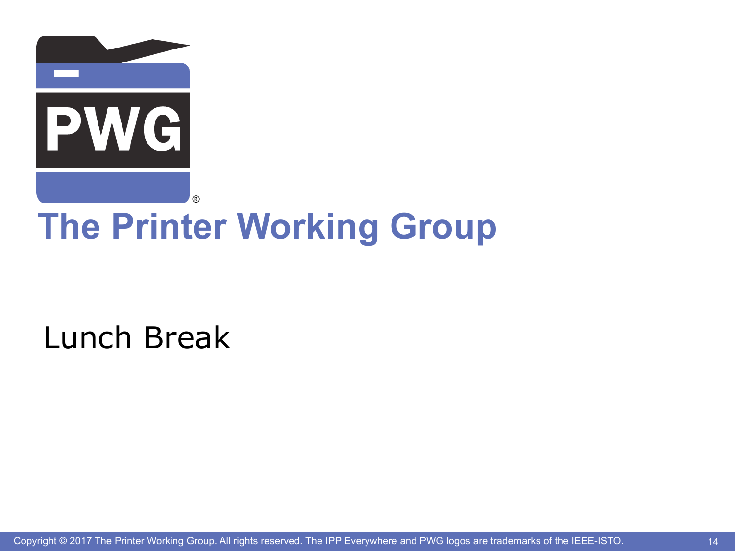# The Printer Working Group

Lunch Break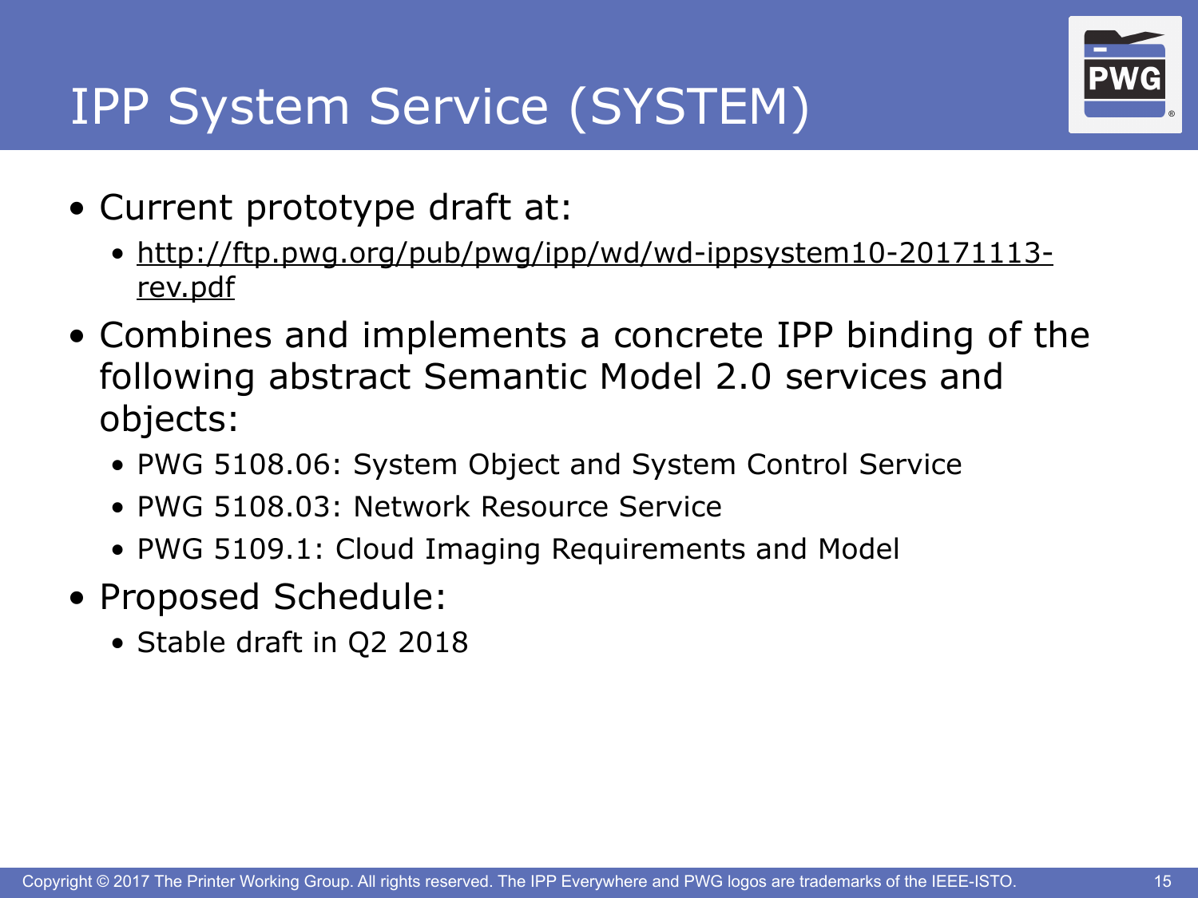# IPP System Service (SYSTEM)

- Current prototype draft at:
  - http://ftp.pwg.org/pub/pwg/ipp/wd/wd-ippsystem10-20171113-rev.pdf
- Combines and implements a concrete IPP binding of the following abstract Semantic Model 2.0 services and objects:
  - PWG 5108.06: System Object and System Control Service
  - PWG 5108.03: Network Resource Service
  - PWG 5109.1: Cloud Imaging Requirements and Model
- Proposed Schedule:
  - Stable draft in Q2 2018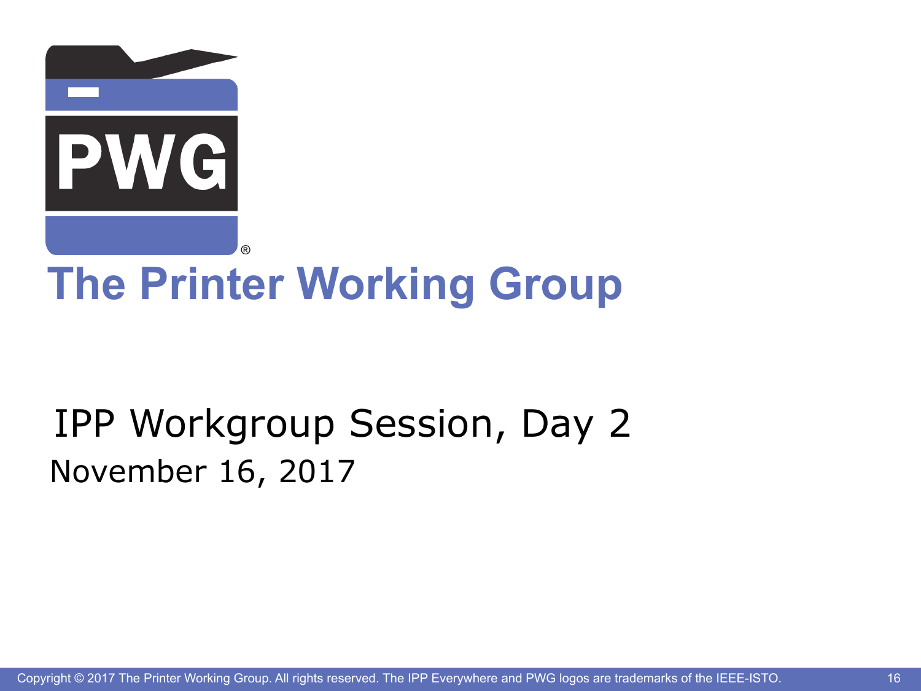# The Printer Working Group

## IPP Workgroup Session, Day 2

November 16, 2017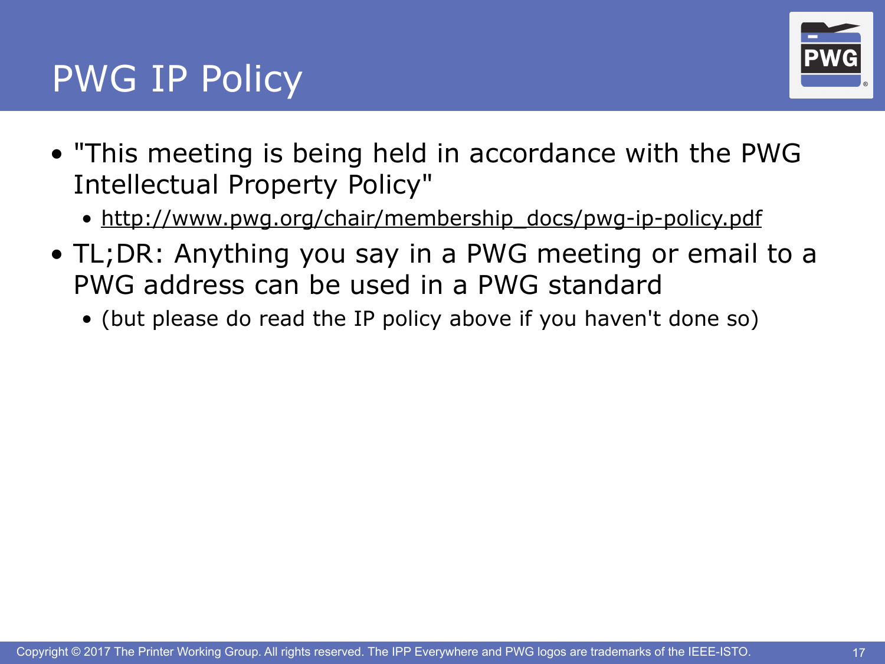# PWG IP Policy

- "This meeting is being held in accordance with the PWG Intellectual Property Policy"
  - http://www.pwg.org/chair/membership_docs/pwg-ip-policy.pdf
- TL;DR: Anything you say in a PWG meeting or email to a PWG address can be used in a PWG standard
  - (but please do read the IP policy above if you haven't done so)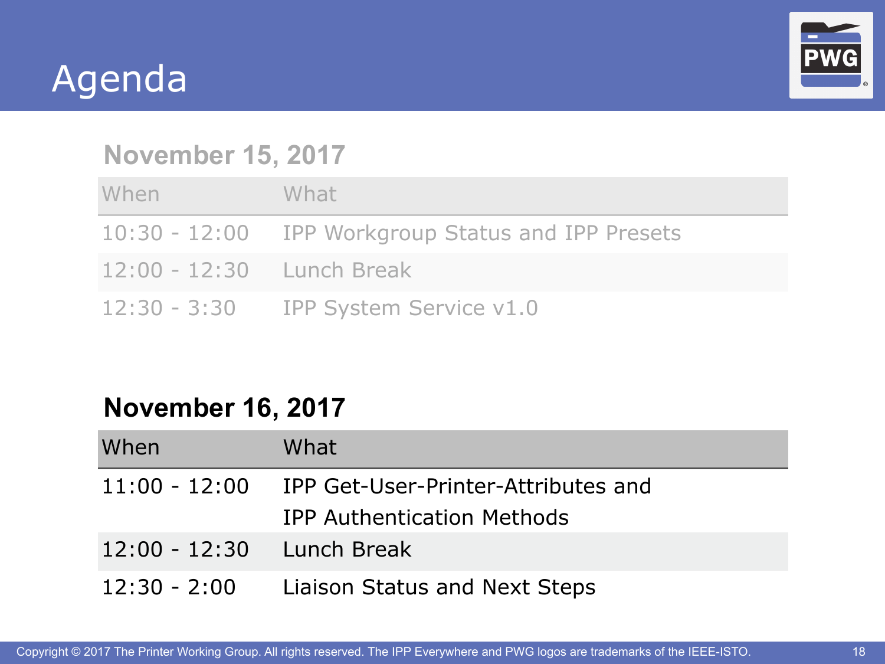# Agenda

### November 15, 2017

| When | What |
|---|---|
| 10:30 - 12:00 | IPP Workgroup Status and IPP Presets |
| 12:00 - 12:30 | Lunch Break |
| 12:30 - 3:30 | IPP System Service v1.0 |

### November 16, 2017

| When | What |
|---|---|
| 11:00 - 12:00 | IPP Get-User-Printer-Attributes and IPP Authentication Methods |
| 12:00 - 12:30 | Lunch Break |
| 12:30 - 2:00 | Liaison Status and Next Steps |

Copyright © 2017 The Printer Working Group. All rights reserved. The IPP Everywhere and PWG logos are trademarks of the IEEE-ISTO.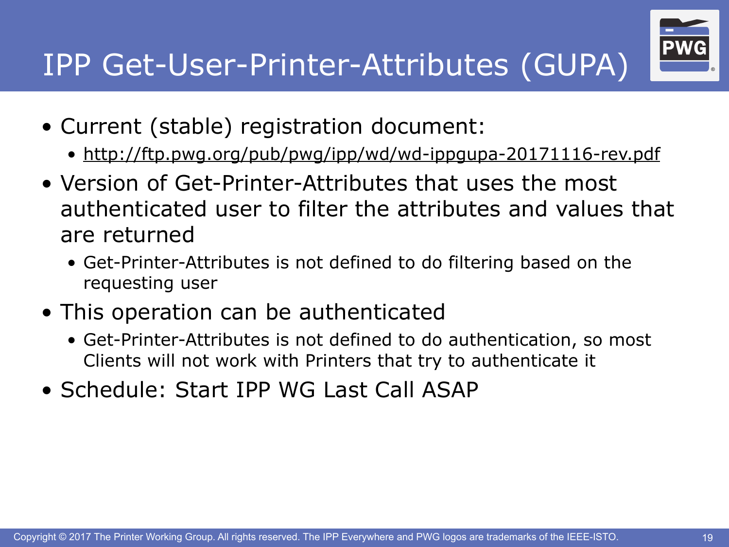# IPP Get-User-Printer-Attributes (GUPA)

- Current (stable) registration document:
  - http://ftp.pwg.org/pub/pwg/ipp/wd/wd-ippgupa-20171116-rev.pdf
- Version of Get-Printer-Attributes that uses the most authenticated user to filter the attributes and values that are returned
  - Get-Printer-Attributes is not defined to do filtering based on the requesting user
- This operation can be authenticated
  - Get-Printer-Attributes is not defined to do authentication, so most Clients will not work with Printers that try to authenticate it
- Schedule: Start IPP WG Last Call ASAP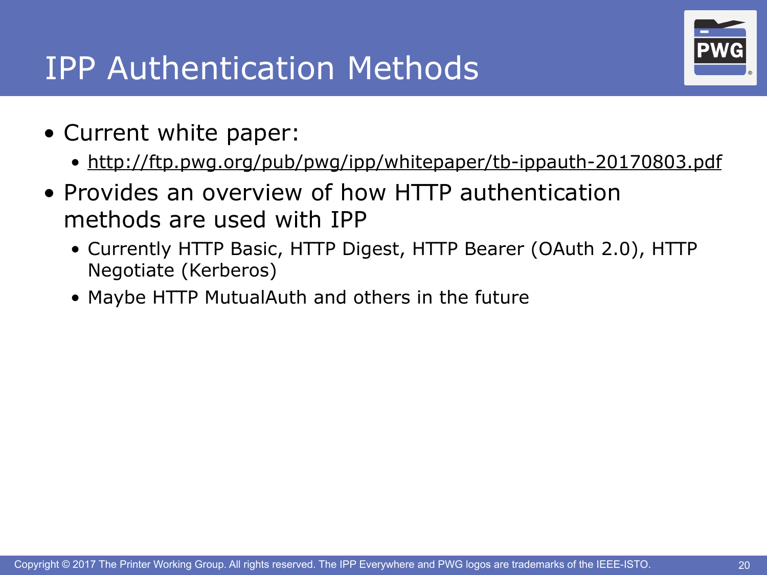# IPP Authentication Methods

- Current white paper:
  - http://ftp.pwg.org/pub/pwg/ipp/whitepaper/tb-ippauth-20170803.pdf
- Provides an overview of how HTTP authentication methods are used with IPP
  - Currently HTTP Basic, HTTP Digest, HTTP Bearer (OAuth 2.0), HTTP Negotiate (Kerberos)
  - Maybe HTTP MutualAuth and others in the future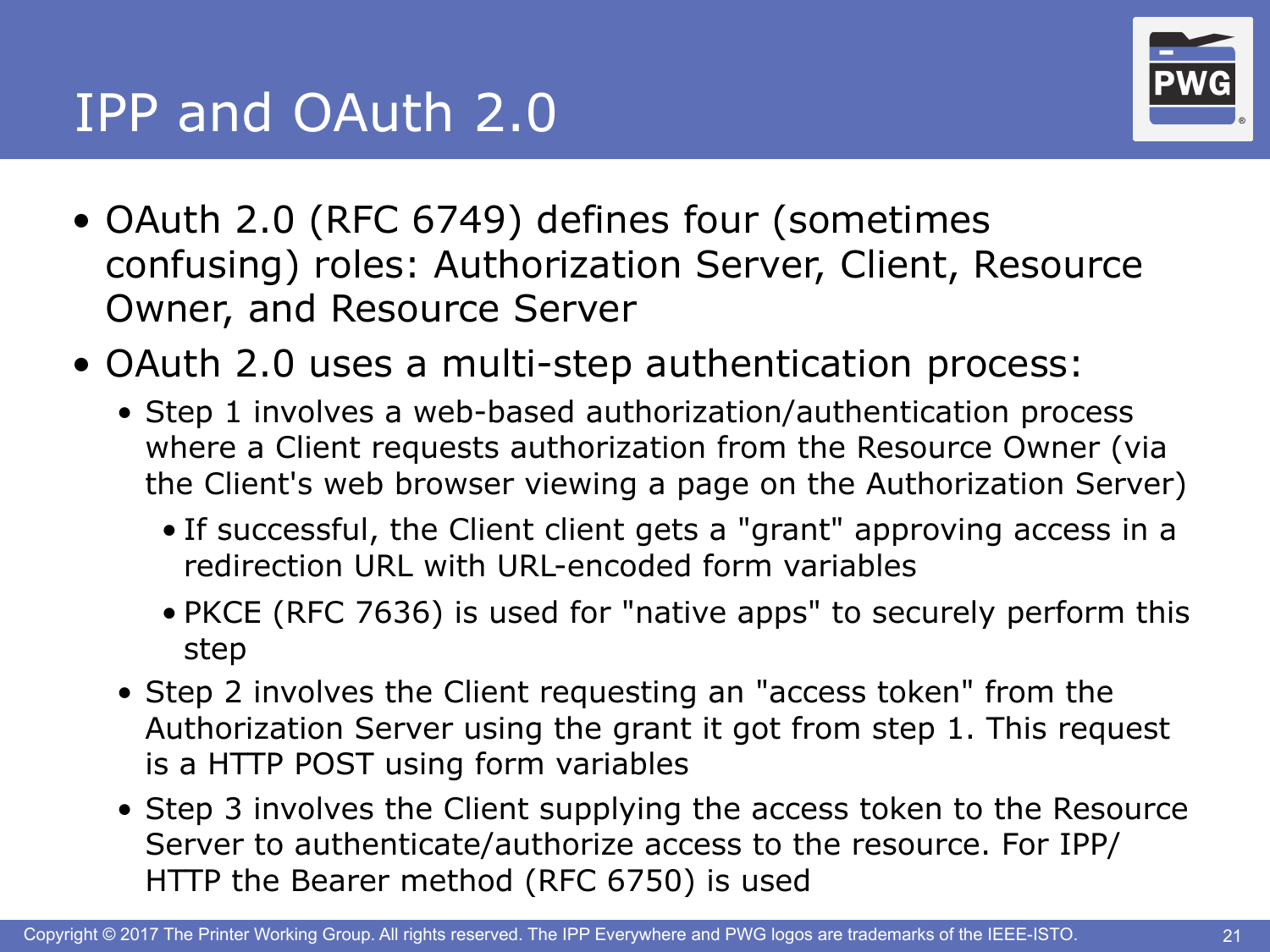# IPP and OAuth 2.0

- OAuth 2.0 (RFC 6749) defines four (sometimes confusing) roles: Authorization Server, Client, Resource Owner, and Resource Server
- OAuth 2.0 uses a multi-step authentication process:
  - Step 1 involves a web-based authorization/authentication process where a Client requests authorization from the Resource Owner (via the Client's web browser viewing a page on the Authorization Server)
    - If successful, the Client client gets a "grant" approving access in a redirection URL with URL-encoded form variables
    - PKCE (RFC 7636) is used for "native apps" to securely perform this step
  - Step 2 involves the Client requesting an "access token" from the Authorization Server using the grant it got from step 1. This request is a HTTP POST using form variables
  - Step 3 involves the Client supplying the access token to the Resource Server to authenticate/authorize access to the resource. For IPP/HTTP the Bearer method (RFC 6750) is used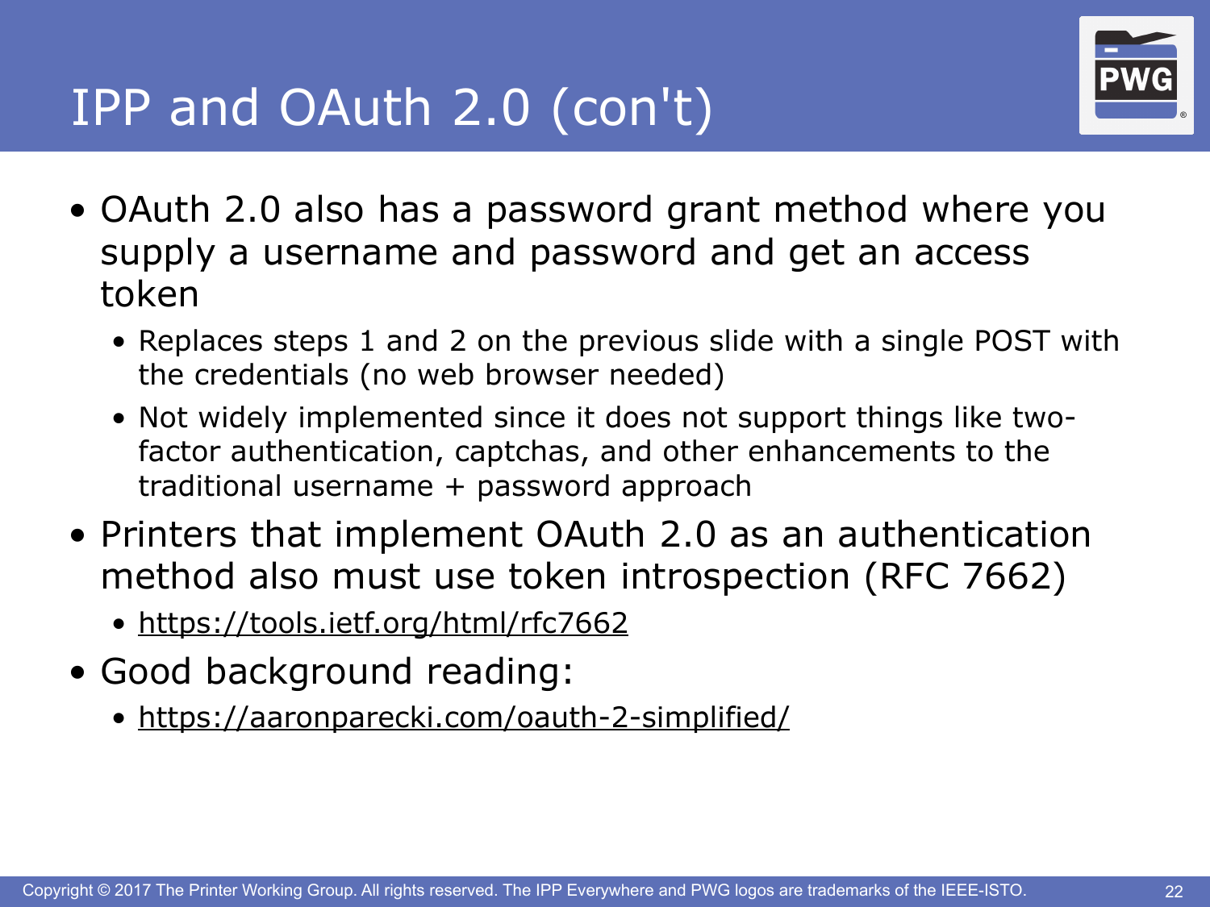# IPP and OAuth 2.0 (con't)

- OAuth 2.0 also has a password grant method where you supply a username and password and get an access token
  - Replaces steps 1 and 2 on the previous slide with a single POST with the credentials (no web browser needed)
  - Not widely implemented since it does not support things like two-factor authentication, captchas, and other enhancements to the traditional username + password approach
- Printers that implement OAuth 2.0 as an authentication method also must use token introspection (RFC 7662)
  - https://tools.ietf.org/html/rfc7662
- Good background reading:
  - https://aaronparecki.com/oauth-2-simplified/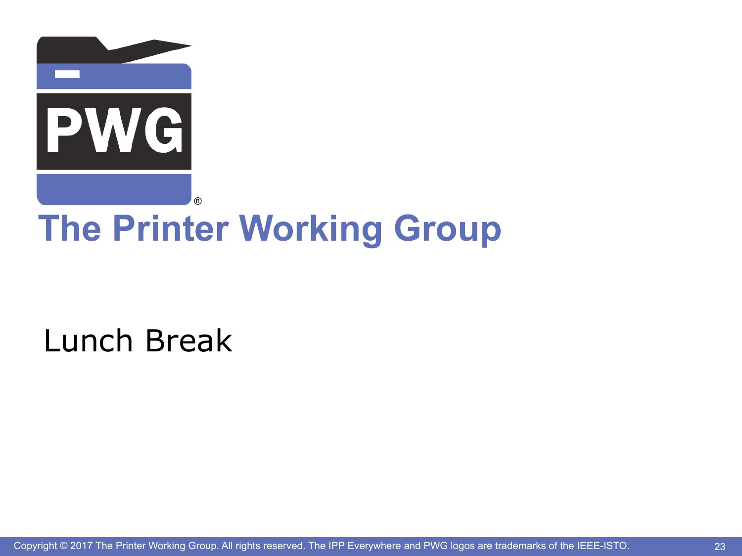# The Printer Working Group

Lunch Break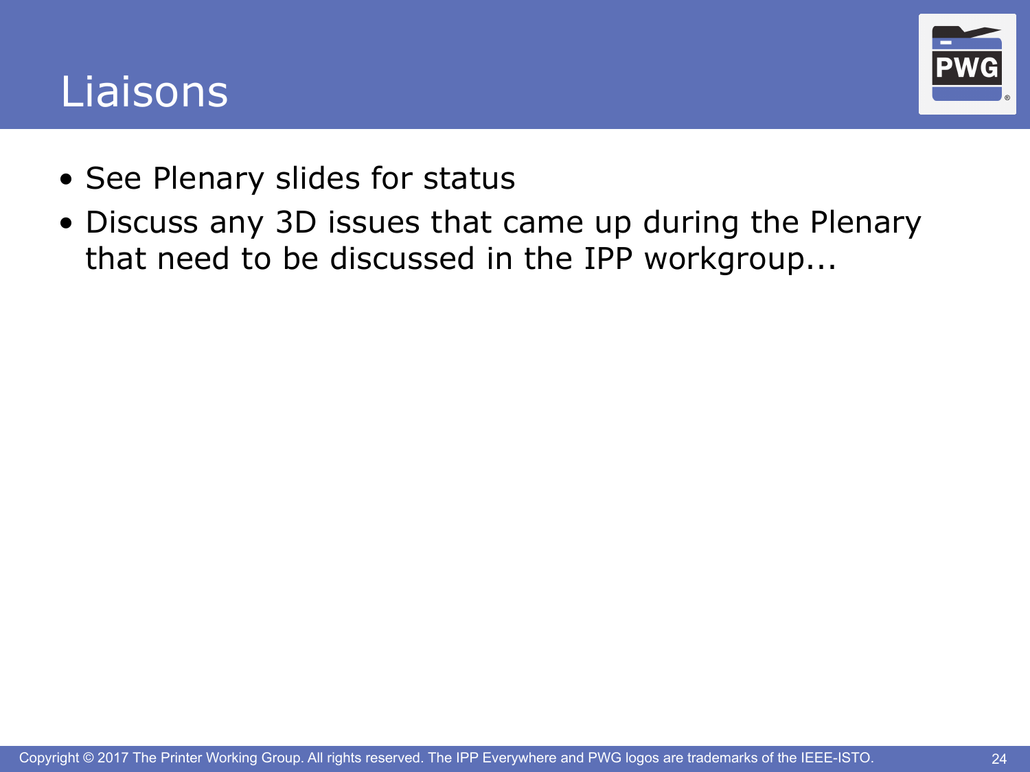# Liaisons

- See Plenary slides for status
- Discuss any 3D issues that came up during the Plenary that need to be discussed in the IPP workgroup...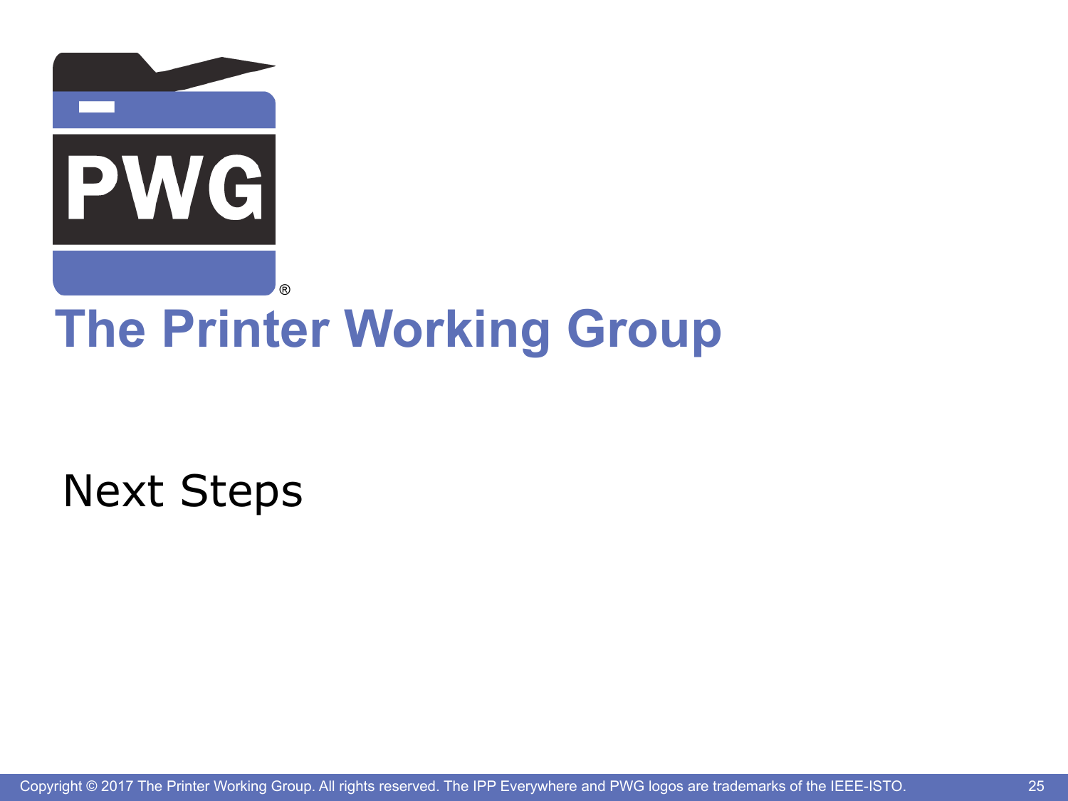# The Printer Working Group

## Next Steps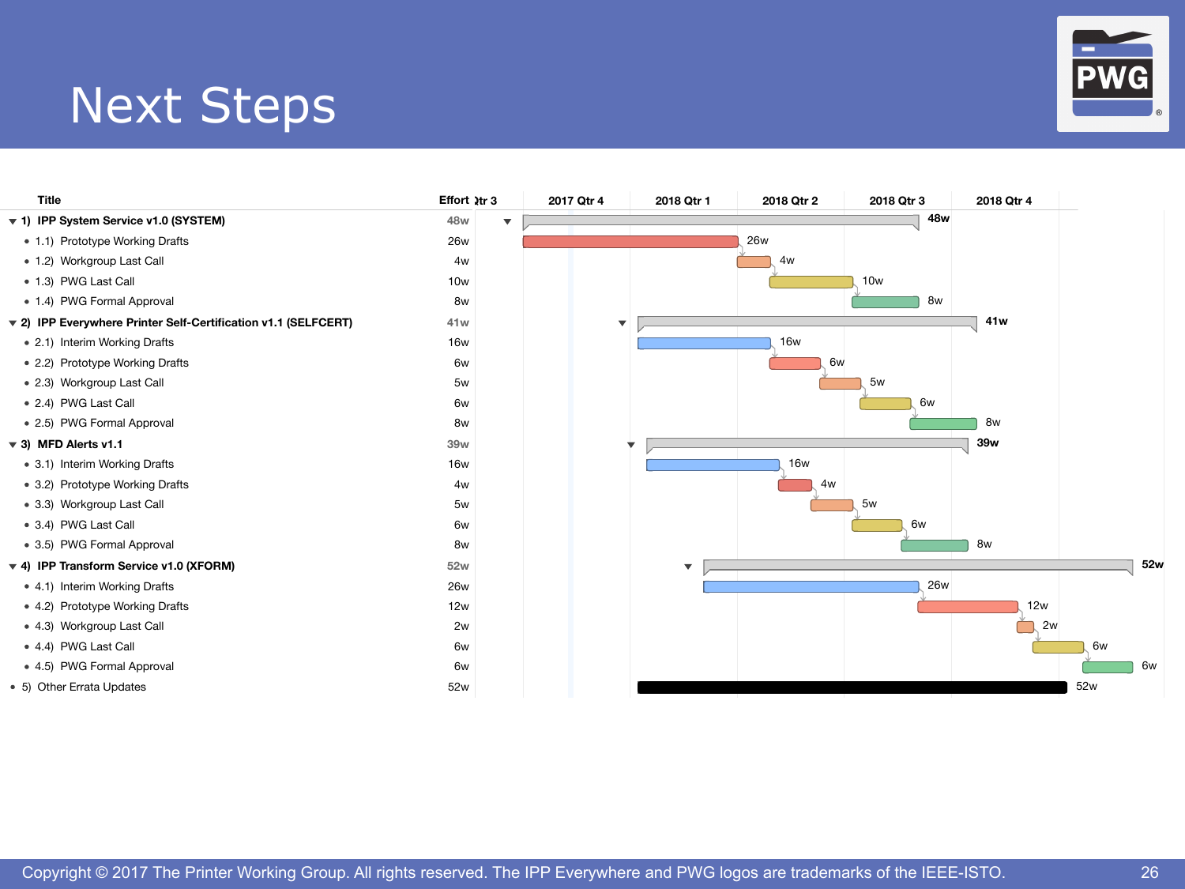# Next Steps

| Title | Effort |
|---|---|
| 1) IPP System Service v1.0 (SYSTEM) | 48w |
| 1.1) Prototype Working Drafts | 26w |
| 1.2) Workgroup Last Call | 4w |
| 1.3) PWG Last Call | 10w |
| 1.4) PWG Formal Approval | 8w |
| 2) IPP Everywhere Printer Self-Certification v1.1 (SELFCERT) | 41w |
| 2.1) Interim Working Drafts | 16w |
| 2.2) Prototype Working Drafts | 6w |
| 2.3) Workgroup Last Call | 5w |
| 2.4) PWG Last Call | 6w |
| 2.5) PWG Formal Approval | 8w |
| 3) MFD Alerts v1.1 | 39w |
| 3.1) Interim Working Drafts | 16w |
| 3.2) Prototype Working Drafts | 4w |
| 3.3) Workgroup Last Call | 5w |
| 3.4) PWG Last Call | 6w |
| 3.5) PWG Formal Approval | 8w |
| 4) IPP Transform Service v1.0 (XFORM) | 52w |
| 4.1) Interim Working Drafts | 26w |
| 4.2) Prototype Working Drafts | 12w |
| 4.3) Workgroup Last Call | 2w |
| 4.4) PWG Last Call | 6w |
| 4.5) PWG Formal Approval | 6w |
| 5) Other Errata Updates | 52w |

Timeline columns: Qtr 3, 2017 Qtr 4, 2018 Qtr 1, 2018 Qtr 2, 2018 Qtr 3, 2018 Qtr 4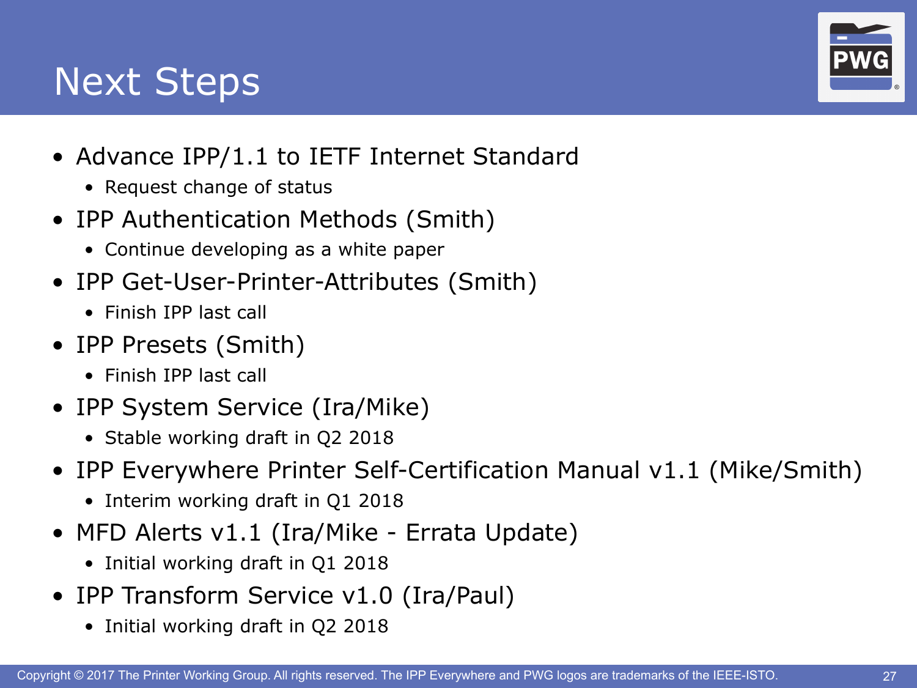# Next Steps

- Advance IPP/1.1 to IETF Internet Standard
  - Request change of status
- IPP Authentication Methods (Smith)
  - Continue developing as a white paper
- IPP Get-User-Printer-Attributes (Smith)
  - Finish IPP last call
- IPP Presets (Smith)
  - Finish IPP last call
- IPP System Service (Ira/Mike)
  - Stable working draft in Q2 2018
- IPP Everywhere Printer Self-Certification Manual v1.1 (Mike/Smith)
  - Interim working draft in Q1 2018
- MFD Alerts v1.1 (Ira/Mike - Errata Update)
  - Initial working draft in Q1 2018
- IPP Transform Service v1.0 (Ira/Paul)
  - Initial working draft in Q2 2018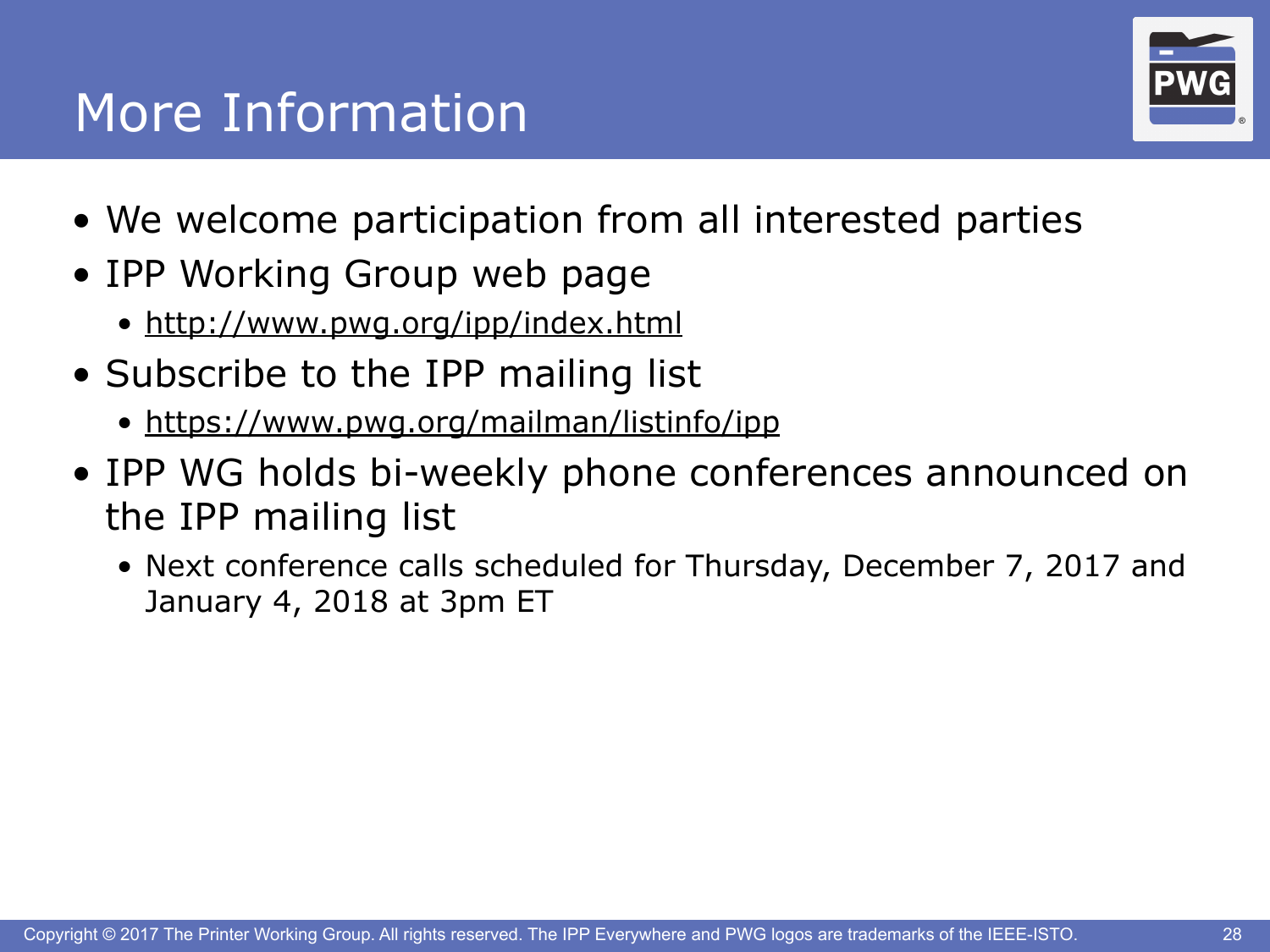# More Information

- We welcome participation from all interested parties
- IPP Working Group web page
  - http://www.pwg.org/ipp/index.html
- Subscribe to the IPP mailing list
  - https://www.pwg.org/mailman/listinfo/ipp
- IPP WG holds bi-weekly phone conferences announced on the IPP mailing list
  - Next conference calls scheduled for Thursday, December 7, 2017 and January 4, 2018 at 3pm ET